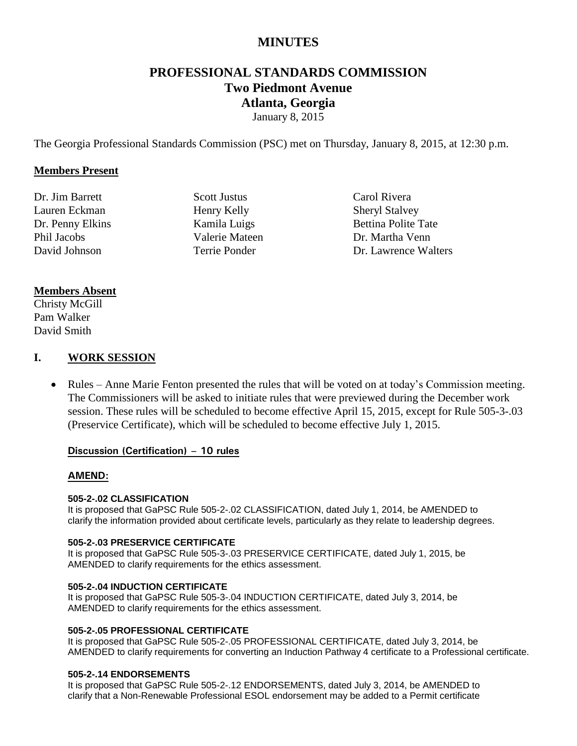# MINUTES

## PROFESSIONAL STANDARDS COMMISSION
## Two Piedmont Avenue
## Atlanta, Georgia

January 8, 2015

The Georgia Professional Standards Commission (PSC) met on Thursday, January 8, 2015, at 12:30 p.m.

**Members Present**

Dr. Jim Barrett
Lauren Eckman
Dr. Penny Elkins
Phil Jacobs
David Johnson
Scott Justus
Henry Kelly
Kamila Luigs
Valerie Mateen
Terrie Ponder
Carol Rivera
Sheryl Stalvey
Bettina Polite Tate
Dr. Martha Venn
Dr. Lawrence Walters

**Members Absent**

Christy McGill
Pam Walker
David Smith

## I. WORK SESSION

- Rules – Anne Marie Fenton presented the rules that will be voted on at today's Commission meeting. The Commissioners will be asked to initiate rules that were previewed during the December work session. These rules will be scheduled to become effective April 15, 2015, except for Rule 505-3-.03 (Preservice Certificate), which will be scheduled to become effective July 1, 2015.

**Discussion (Certification) – 10 rules**

**AMEND:**

**505-2-.02 CLASSIFICATION**
It is proposed that GaPSC Rule 505-2-.02 CLASSIFICATION, dated July 1, 2014, be AMENDED to clarify the information provided about certificate levels, particularly as they relate to leadership degrees.

**505-2-.03 PRESERVICE CERTIFICATE**
It is proposed that GaPSC Rule 505-3-.03 PRESERVICE CERTIFICATE, dated July 1, 2015, be AMENDED to clarify requirements for the ethics assessment.

**505-2-.04 INDUCTION CERTIFICATE**
It is proposed that GaPSC Rule 505-3-.04 INDUCTION CERTIFICATE, dated July 3, 2014, be AMENDED to clarify requirements for the ethics assessment.

**505-2-.05 PROFESSIONAL CERTIFICATE**
It is proposed that GaPSC Rule 505-2-.05 PROFESSIONAL CERTIFICATE, dated July 3, 2014, be AMENDED to clarify requirements for converting an Induction Pathway 4 certificate to a Professional certificate.

**505-2-.14 ENDORSEMENTS**
It is proposed that GaPSC Rule 505-2-.12 ENDORSEMENTS, dated July 3, 2014, be AMENDED to clarify that a Non-Renewable Professional ESOL endorsement may be added to a Permit certificate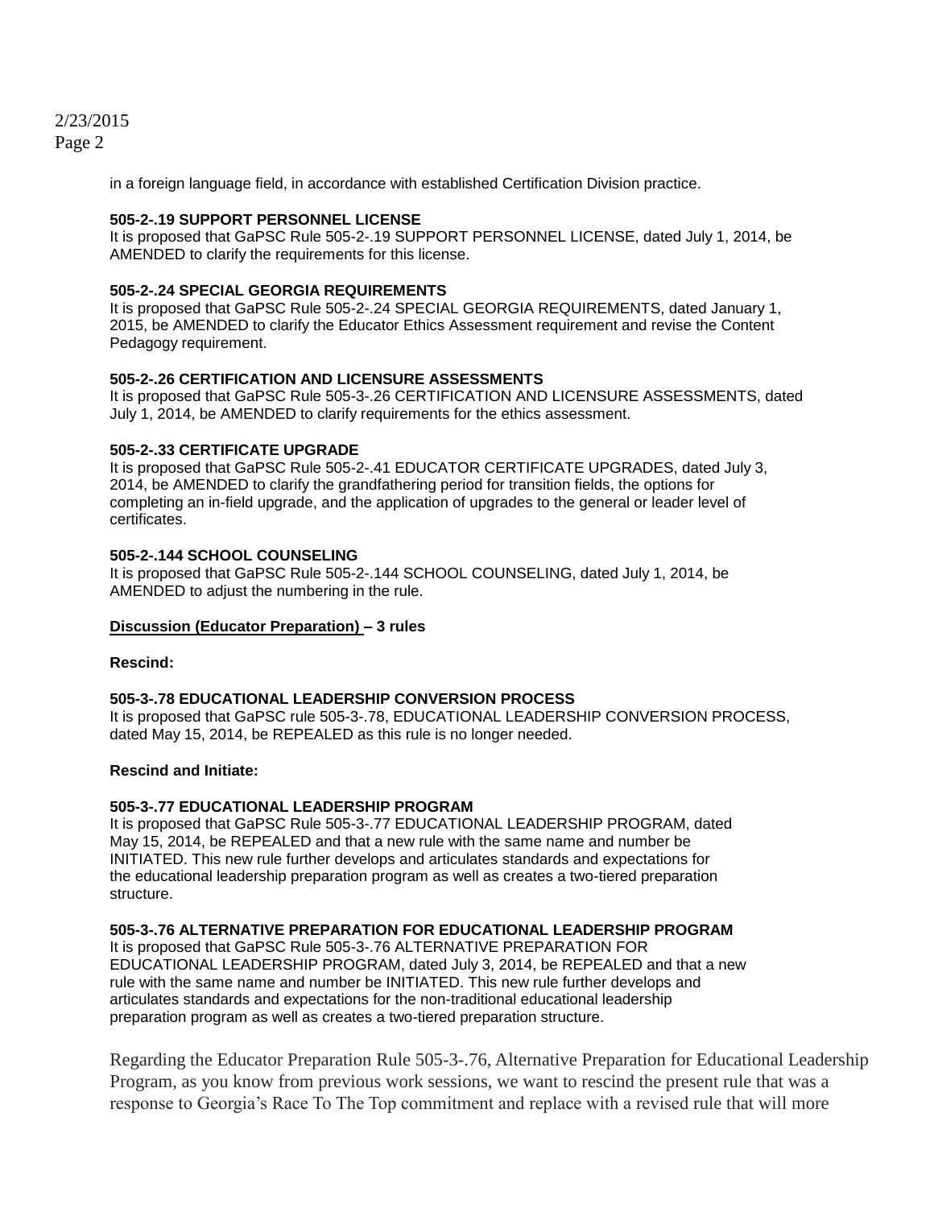in a foreign language field, in accordance with established Certification Division practice.

**505-2-.19 SUPPORT PERSONNEL LICENSE**
It is proposed that GaPSC Rule 505-2-.19 SUPPORT PERSONNEL LICENSE, dated July 1, 2014, be AMENDED to clarify the requirements for this license.

**505-2-.24 SPECIAL GEORGIA REQUIREMENTS**
It is proposed that GaPSC Rule 505-2-.24 SPECIAL GEORGIA REQUIREMENTS, dated January 1, 2015, be AMENDED to clarify the Educator Ethics Assessment requirement and revise the Content Pedagogy requirement.

**505-2-.26 CERTIFICATION AND LICENSURE ASSESSMENTS**
It is proposed that GaPSC Rule 505-3-.26 CERTIFICATION AND LICENSURE ASSESSMENTS, dated July 1, 2014, be AMENDED to clarify requirements for the ethics assessment.

**505-2-.33 CERTIFICATE UPGRADE**
It is proposed that GaPSC Rule 505-2-.41 EDUCATOR CERTIFICATE UPGRADES, dated July 3, 2014, be AMENDED to clarify the grandfathering period for transition fields, the options for completing an in-field upgrade, and the application of upgrades to the general or leader level of certificates.

**505-2-.144 SCHOOL COUNSELING**
It is proposed that GaPSC Rule 505-2-.144 SCHOOL COUNSELING, dated July 1, 2014, be AMENDED to adjust the numbering in the rule.

**Discussion (Educator Preparation) – 3 rules**

**Rescind:**

**505-3-.78 EDUCATIONAL LEADERSHIP CONVERSION PROCESS**
It is proposed that GaPSC rule 505-3-.78, EDUCATIONAL LEADERSHIP CONVERSION PROCESS, dated May 15, 2014, be REPEALED as this rule is no longer needed.

**Rescind and Initiate:**

**505-3-.77 EDUCATIONAL LEADERSHIP PROGRAM**
It is proposed that GaPSC Rule 505-3-.77 EDUCATIONAL LEADERSHIP PROGRAM, dated May 15, 2014, be REPEALED and that a new rule with the same name and number be INITIATED. This new rule further develops and articulates standards and expectations for the educational leadership preparation program as well as creates a two-tiered preparation structure.

**505-3-.76 ALTERNATIVE PREPARATION FOR EDUCATIONAL LEADERSHIP PROGRAM**
It is proposed that GaPSC Rule 505-3-.76 ALTERNATIVE PREPARATION FOR EDUCATIONAL LEADERSHIP PROGRAM, dated July 3, 2014, be REPEALED and that a new rule with the same name and number be INITIATED. This new rule further develops and articulates standards and expectations for the non-traditional educational leadership preparation program as well as creates a two-tiered preparation structure.

Regarding the Educator Preparation Rule 505-3-.76, Alternative Preparation for Educational Leadership Program, as you know from previous work sessions, we want to rescind the present rule that was a response to Georgia's Race To The Top commitment and replace with a revised rule that will more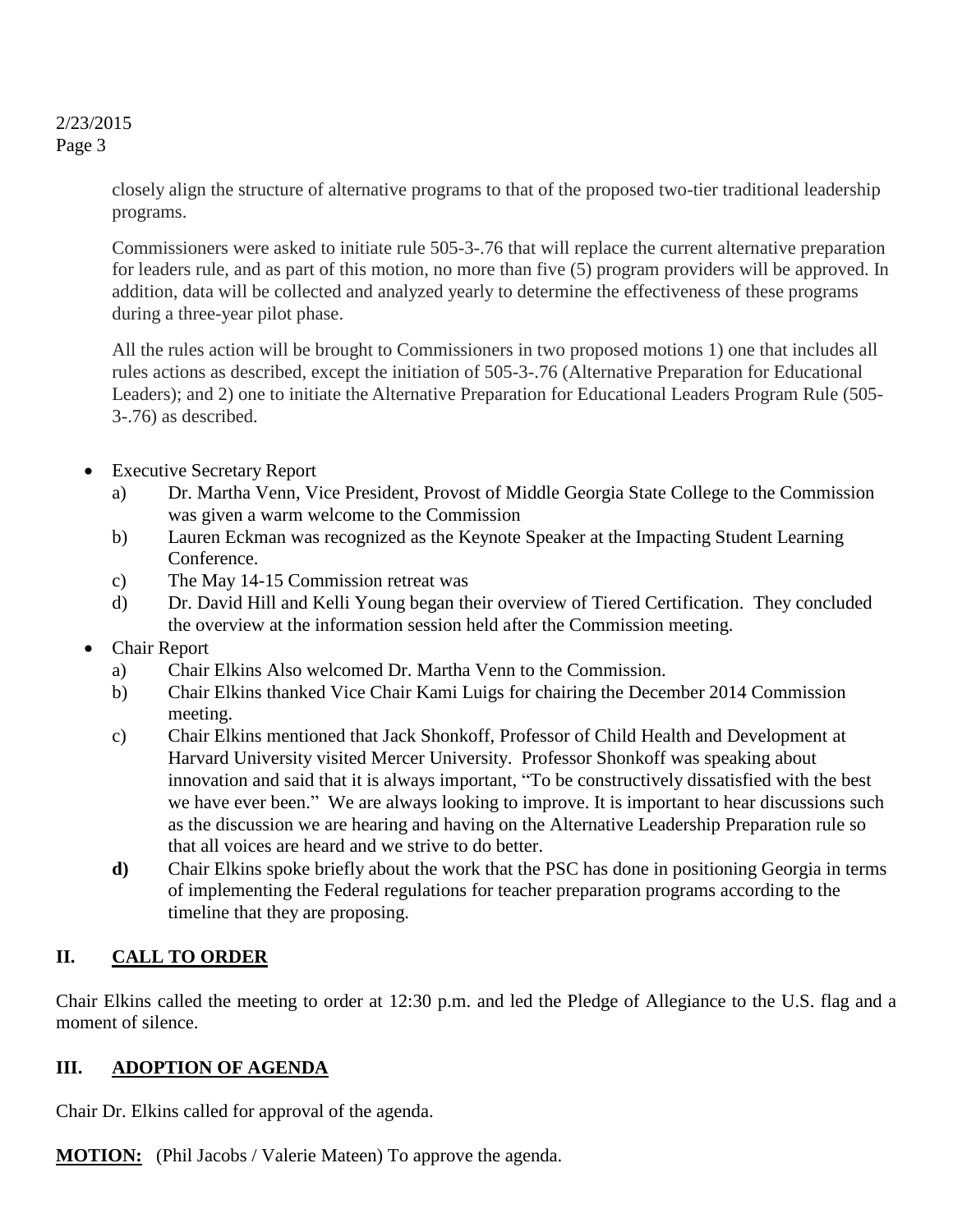closely align the structure of alternative programs to that of the proposed two-tier traditional leadership programs.

Commissioners were asked to initiate rule 505-3-.76 that will replace the current alternative preparation for leaders rule, and as part of this motion, no more than five (5) program providers will be approved. In addition, data will be collected and analyzed yearly to determine the effectiveness of these programs during a three-year pilot phase.

All the rules action will be brought to Commissioners in two proposed motions 1) one that includes all rules actions as described, except the initiation of 505-3-.76 (Alternative Preparation for Educational Leaders); and 2) one to initiate the Alternative Preparation for Educational Leaders Program Rule (505-3-.76) as described.

- Executive Secretary Report
  - a) Dr. Martha Venn, Vice President, Provost of Middle Georgia State College to the Commission was given a warm welcome to the Commission
  - b) Lauren Eckman was recognized as the Keynote Speaker at the Impacting Student Learning Conference.
  - c) The May 14-15 Commission retreat was
  - d) Dr. David Hill and Kelli Young began their overview of Tiered Certification. They concluded the overview at the information session held after the Commission meeting.
- Chair Report
  - a) Chair Elkins Also welcomed Dr. Martha Venn to the Commission.
  - b) Chair Elkins thanked Vice Chair Kami Luigs for chairing the December 2014 Commission meeting.
  - c) Chair Elkins mentioned that Jack Shonkoff, Professor of Child Health and Development at Harvard University visited Mercer University. Professor Shonkoff was speaking about innovation and said that it is always important, "To be constructively dissatisfied with the best we have ever been." We are always looking to improve. It is important to hear discussions such as the discussion we are hearing and having on the Alternative Leadership Preparation rule so that all voices are heard and we strive to do better.
  - **d)** Chair Elkins spoke briefly about the work that the PSC has done in positioning Georgia in terms of implementing the Federal regulations for teacher preparation programs according to the timeline that they are proposing.

## II. CALL TO ORDER

Chair Elkins called the meeting to order at 12:30 p.m. and led the Pledge of Allegiance to the U.S. flag and a moment of silence.

## III. ADOPTION OF AGENDA

Chair Dr. Elkins called for approval of the agenda.

**MOTION:** (Phil Jacobs / Valerie Mateen) To approve the agenda.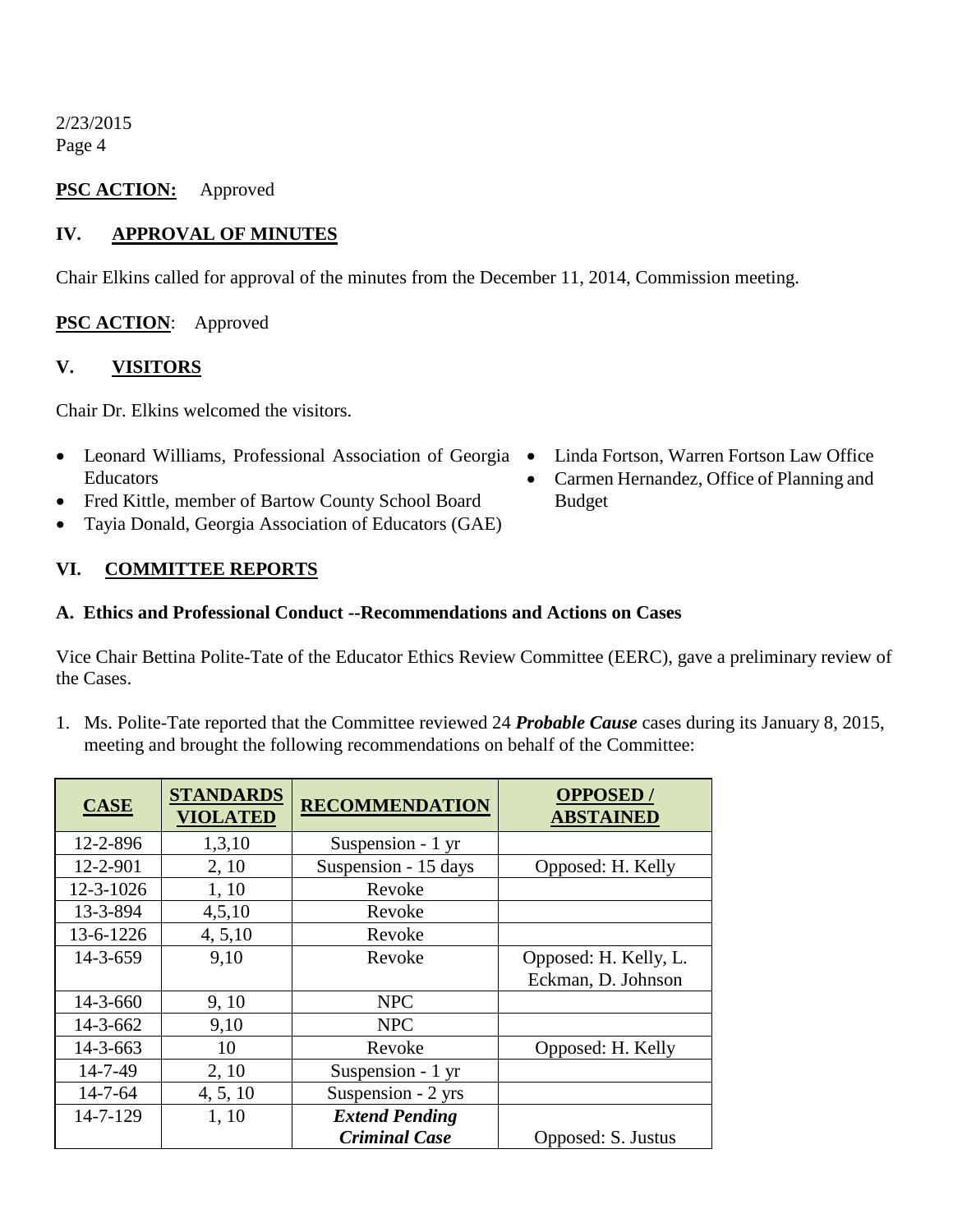2/23/2015
Page 4

**PSC ACTION:** Approved

## IV. APPROVAL OF MINUTES

Chair Elkins called for approval of the minutes from the December 11, 2014, Commission meeting.

**PSC ACTION**: Approved

## V. VISITORS

Chair Dr. Elkins welcomed the visitors.

- Leonard Williams, Professional Association of Georgia Educators
- Fred Kittle, member of Bartow County School Board
- Tayia Donald, Georgia Association of Educators (GAE)
- Linda Fortson, Warren Fortson Law Office
- Carmen Hernandez, Office of Planning and Budget

## VI. COMMITTEE REPORTS

### A. Ethics and Professional Conduct --Recommendations and Actions on Cases

Vice Chair Bettina Polite-Tate of the Educator Ethics Review Committee (EERC), gave a preliminary review of the Cases.

1. Ms. Polite-Tate reported that the Committee reviewed 24 ***Probable Cause*** cases during its January 8, 2015, meeting and brought the following recommendations on behalf of the Committee:

| CASE | STANDARDS VIOLATED | RECOMMENDATION | OPPOSED / ABSTAINED |
|---|---|---|---|
| 12-2-896 | 1,3,10 | Suspension - 1 yr | |
| 12-2-901 | 2, 10 | Suspension - 15 days | Opposed: H. Kelly |
| 12-3-1026 | 1, 10 | Revoke | |
| 13-3-894 | 4,5,10 | Revoke | |
| 13-6-1226 | 4, 5,10 | Revoke | |
| 14-3-659 | 9,10 | Revoke | Opposed: H. Kelly, L. Eckman, D. Johnson |
| 14-3-660 | 9, 10 | NPC | |
| 14-3-662 | 9,10 | NPC | |
| 14-3-663 | 10 | Revoke | Opposed: H. Kelly |
| 14-7-49 | 2, 10 | Suspension - 1 yr | |
| 14-7-64 | 4, 5, 10 | Suspension - 2 yrs | |
| 14-7-129 | 1, 10 | ***Extend Pending Criminal Case*** | Opposed: S. Justus |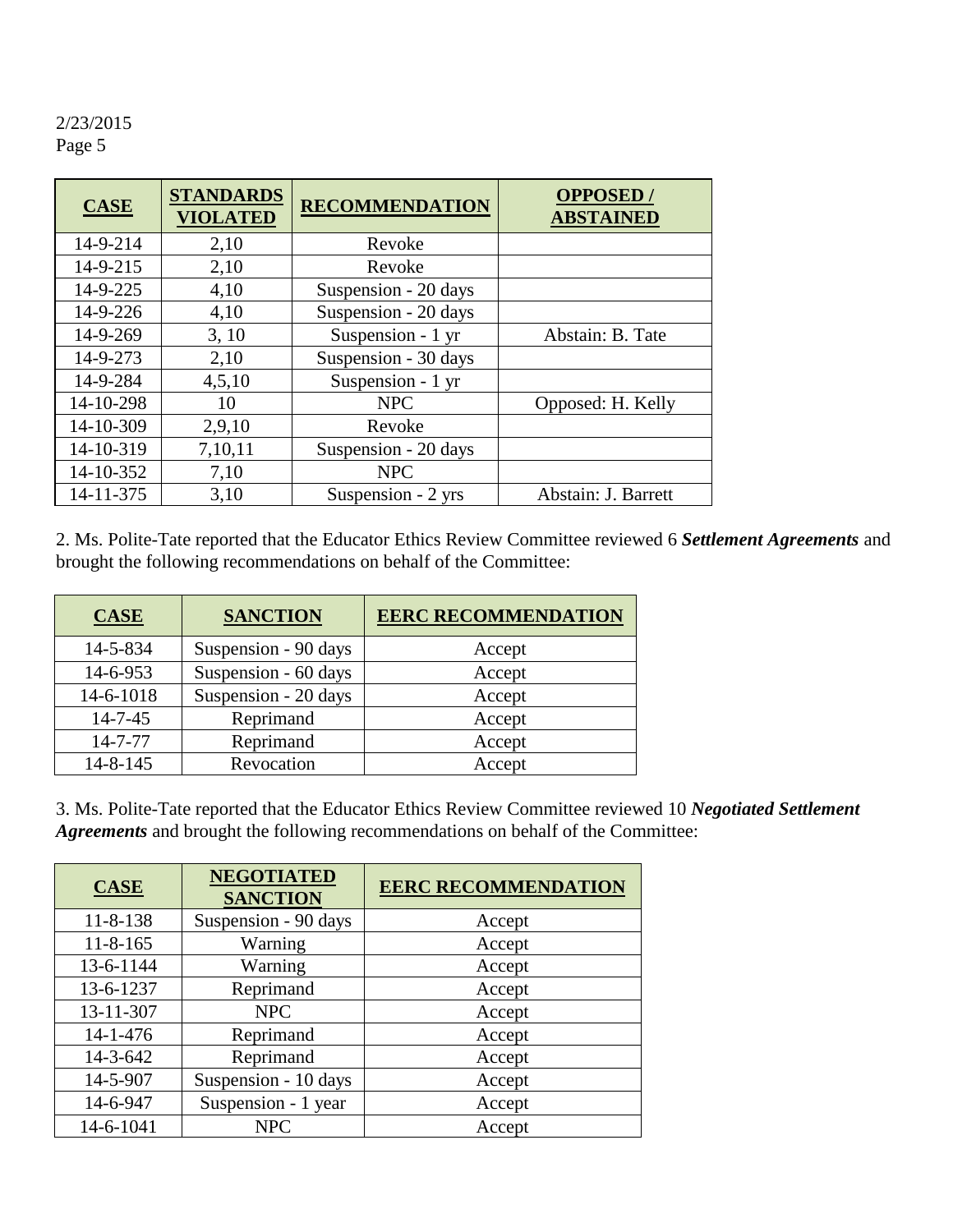| CASE | STANDARDS VIOLATED | RECOMMENDATION | OPPOSED / ABSTAINED |
|---|---|---|---|
| 14-9-214 | 2,10 | Revoke | |
| 14-9-215 | 2,10 | Revoke | |
| 14-9-225 | 4,10 | Suspension - 20 days | |
| 14-9-226 | 4,10 | Suspension - 20 days | |
| 14-9-269 | 3, 10 | Suspension - 1 yr | Abstain: B. Tate |
| 14-9-273 | 2,10 | Suspension - 30 days | |
| 14-9-284 | 4,5,10 | Suspension - 1 yr | |
| 14-10-298 | 10 | NPC | Opposed: H. Kelly |
| 14-10-309 | 2,9,10 | Revoke | |
| 14-10-319 | 7,10,11 | Suspension - 20 days | |
| 14-10-352 | 7,10 | NPC | |
| 14-11-375 | 3,10 | Suspension - 2 yrs | Abstain: J. Barrett |

2. Ms. Polite-Tate reported that the Educator Ethics Review Committee reviewed 6 ***Settlement Agreements*** and brought the following recommendations on behalf of the Committee:

| CASE | SANCTION | EERC RECOMMENDATION |
|---|---|---|
| 14-5-834 | Suspension - 90 days | Accept |
| 14-6-953 | Suspension - 60 days | Accept |
| 14-6-1018 | Suspension - 20 days | Accept |
| 14-7-45 | Reprimand | Accept |
| 14-7-77 | Reprimand | Accept |
| 14-8-145 | Revocation | Accept |

3. Ms. Polite-Tate reported that the Educator Ethics Review Committee reviewed 10 ***Negotiated Settlement Agreements*** and brought the following recommendations on behalf of the Committee:

| CASE | NEGOTIATED SANCTION | EERC RECOMMENDATION |
|---|---|---|
| 11-8-138 | Suspension - 90 days | Accept |
| 11-8-165 | Warning | Accept |
| 13-6-1144 | Warning | Accept |
| 13-6-1237 | Reprimand | Accept |
| 13-11-307 | NPC | Accept |
| 14-1-476 | Reprimand | Accept |
| 14-3-642 | Reprimand | Accept |
| 14-5-907 | Suspension - 10 days | Accept |
| 14-6-947 | Suspension - 1 year | Accept |
| 14-6-1041 | NPC | Accept |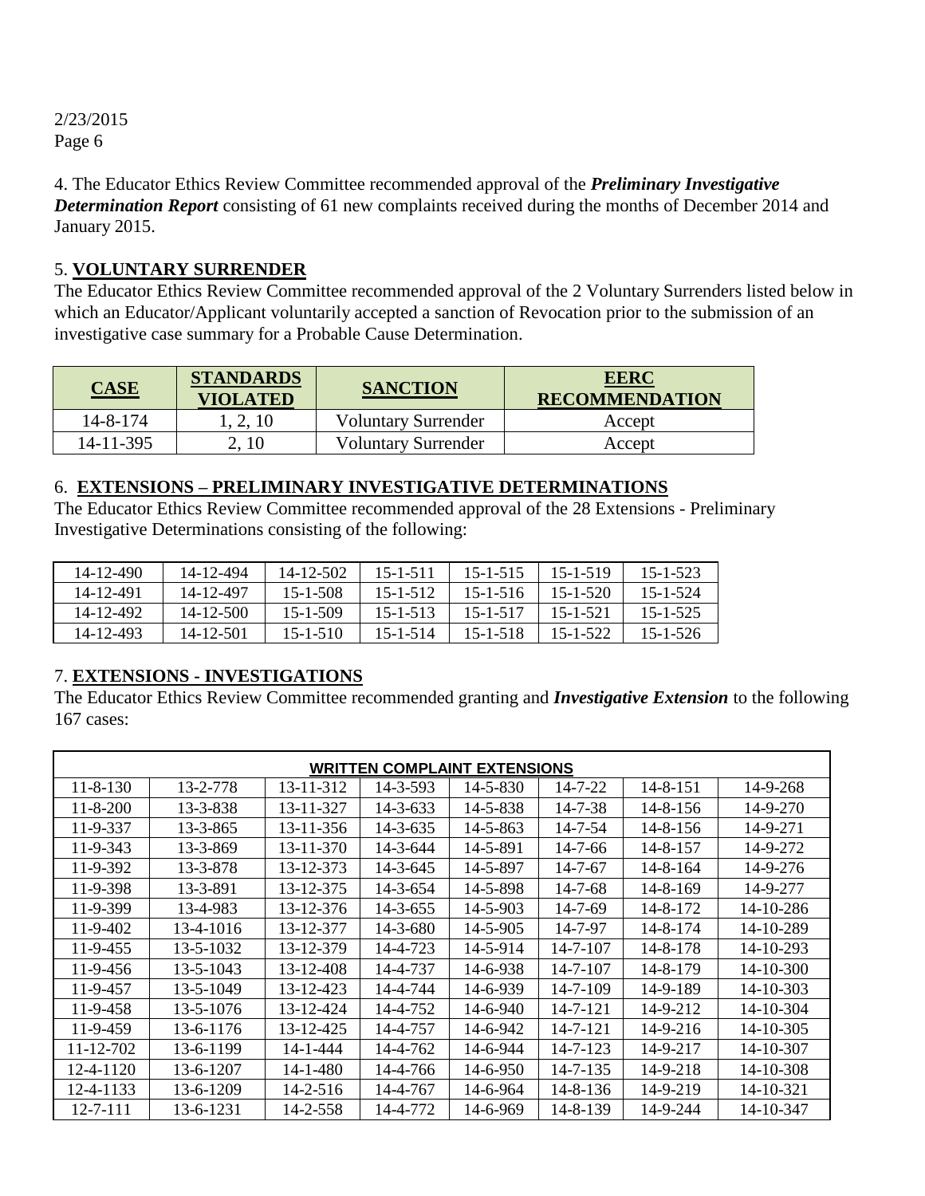2/23/2015
Page 6

4. The Educator Ethics Review Committee recommended approval of the ***Preliminary Investigative Determination Report*** consisting of 61 new complaints received during the months of December 2014 and January 2015.

5. **VOLUNTARY SURRENDER**

The Educator Ethics Review Committee recommended approval of the 2 Voluntary Surrenders listed below in which an Educator/Applicant voluntarily accepted a sanction of Revocation prior to the submission of an investigative case summary for a Probable Cause Determination.

| CASE | STANDARDS VIOLATED | SANCTION | EERC RECOMMENDATION |
|---|---|---|---|
| 14-8-174 | 1, 2, 10 | Voluntary Surrender | Accept |
| 14-11-395 | 2, 10 | Voluntary Surrender | Accept |

6. **EXTENSIONS – PRELIMINARY INVESTIGATIVE DETERMINATIONS**

The Educator Ethics Review Committee recommended approval of the 28 Extensions - Preliminary Investigative Determinations consisting of the following:

| | | | | | | |
|---|---|---|---|---|---|---|
| 14-12-490 | 14-12-494 | 14-12-502 | 15-1-511 | 15-1-515 | 15-1-519 | 15-1-523 |
| 14-12-491 | 14-12-497 | 15-1-508 | 15-1-512 | 15-1-516 | 15-1-520 | 15-1-524 |
| 14-12-492 | 14-12-500 | 15-1-509 | 15-1-513 | 15-1-517 | 15-1-521 | 15-1-525 |
| 14-12-493 | 14-12-501 | 15-1-510 | 15-1-514 | 15-1-518 | 15-1-522 | 15-1-526 |

7. **EXTENSIONS - INVESTIGATIONS**

The Educator Ethics Review Committee recommended granting and ***Investigative Extension*** to the following 167 cases:

| WRITTEN COMPLAINT EXTENSIONS | | | | | | | |
|---|---|---|---|---|---|---|---|
| 11-8-130 | 13-2-778 | 13-11-312 | 14-3-593 | 14-5-830 | 14-7-22 | 14-8-151 | 14-9-268 |
| 11-8-200 | 13-3-838 | 13-11-327 | 14-3-633 | 14-5-838 | 14-7-38 | 14-8-156 | 14-9-270 |
| 11-9-337 | 13-3-865 | 13-11-356 | 14-3-635 | 14-5-863 | 14-7-54 | 14-8-156 | 14-9-271 |
| 11-9-343 | 13-3-869 | 13-11-370 | 14-3-644 | 14-5-891 | 14-7-66 | 14-8-157 | 14-9-272 |
| 11-9-392 | 13-3-878 | 13-12-373 | 14-3-645 | 14-5-897 | 14-7-67 | 14-8-164 | 14-9-276 |
| 11-9-398 | 13-3-891 | 13-12-375 | 14-3-654 | 14-5-898 | 14-7-68 | 14-8-169 | 14-9-277 |
| 11-9-399 | 13-4-983 | 13-12-376 | 14-3-655 | 14-5-903 | 14-7-69 | 14-8-172 | 14-10-286 |
| 11-9-402 | 13-4-1016 | 13-12-377 | 14-3-680 | 14-5-905 | 14-7-97 | 14-8-174 | 14-10-289 |
| 11-9-455 | 13-5-1032 | 13-12-379 | 14-4-723 | 14-5-914 | 14-7-107 | 14-8-178 | 14-10-293 |
| 11-9-456 | 13-5-1043 | 13-12-408 | 14-4-737 | 14-6-938 | 14-7-107 | 14-8-179 | 14-10-300 |
| 11-9-457 | 13-5-1049 | 13-12-423 | 14-4-744 | 14-6-939 | 14-7-109 | 14-9-189 | 14-10-303 |
| 11-9-458 | 13-5-1076 | 13-12-424 | 14-4-752 | 14-6-940 | 14-7-121 | 14-9-212 | 14-10-304 |
| 11-9-459 | 13-6-1176 | 13-12-425 | 14-4-757 | 14-6-942 | 14-7-121 | 14-9-216 | 14-10-305 |
| 11-12-702 | 13-6-1199 | 14-1-444 | 14-4-762 | 14-6-944 | 14-7-123 | 14-9-217 | 14-10-307 |
| 12-4-1120 | 13-6-1207 | 14-1-480 | 14-4-766 | 14-6-950 | 14-7-135 | 14-9-218 | 14-10-308 |
| 12-4-1133 | 13-6-1209 | 14-2-516 | 14-4-767 | 14-6-964 | 14-8-136 | 14-9-219 | 14-10-321 |
| 12-7-111 | 13-6-1231 | 14-2-558 | 14-4-772 | 14-6-969 | 14-8-139 | 14-9-244 | 14-10-347 |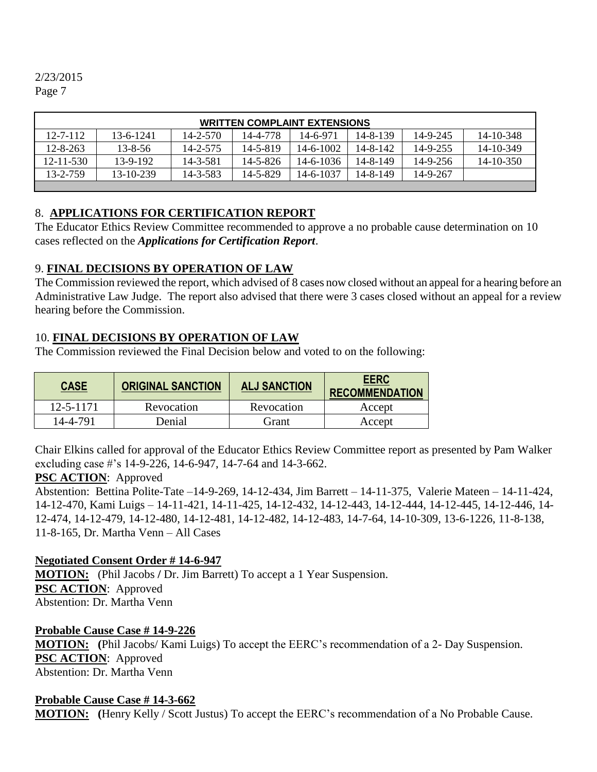| WRITTEN COMPLAINT EXTENSIONS | | | | | | | |
|---|---|---|---|---|---|---|---|
| 12-7-112 | 13-6-1241 | 14-2-570 | 14-4-778 | 14-6-971 | 14-8-139 | 14-9-245 | 14-10-348 |
| 12-8-263 | 13-8-56 | 14-2-575 | 14-5-819 | 14-6-1002 | 14-8-142 | 14-9-255 | 14-10-349 |
| 12-11-530 | 13-9-192 | 14-3-581 | 14-5-826 | 14-6-1036 | 14-8-149 | 14-9-256 | 14-10-350 |
| 13-2-759 | 13-10-239 | 14-3-583 | 14-5-829 | 14-6-1037 | 14-8-149 | 14-9-267 | |

## 8. APPLICATIONS FOR CERTIFICATION REPORT

The Educator Ethics Review Committee recommended to approve a no probable cause determination on 10 cases reflected on the ***Applications for Certification Report***.

## 9. FINAL DECISIONS BY OPERATION OF LAW

The Commission reviewed the report, which advised of 8 cases now closed without an appeal for a hearing before an Administrative Law Judge. The report also advised that there were 3 cases closed without an appeal for a review hearing before the Commission.

## 10. FINAL DECISIONS BY OPERATION OF LAW

The Commission reviewed the Final Decision below and voted to on the following:

| CASE | ORIGINAL SANCTION | ALJ SANCTION | EERC RECOMMENDATION |
|---|---|---|---|
| 12-5-1171 | Revocation | Revocation | Accept |
| 14-4-791 | Denial | Grant | Accept |

Chair Elkins called for approval of the Educator Ethics Review Committee report as presented by Pam Walker excluding case #'s 14-9-226, 14-6-947, 14-7-64 and 14-3-662.

**PSC ACTION**: Approved

Abstention: Bettina Polite-Tate –14-9-269, 14-12-434, Jim Barrett – 14-11-375, Valerie Mateen – 14-11-424, 14-12-470, Kami Luigs – 14-11-421, 14-11-425, 14-12-432, 14-12-443, 14-12-444, 14-12-445, 14-12-446, 14-12-474, 14-12-479, 14-12-480, 14-12-481, 14-12-482, 14-12-483, 14-7-64, 14-10-309, 13-6-1226, 11-8-138, 11-8-165, Dr. Martha Venn – All Cases

**Negotiated Consent Order # 14-6-947**

**MOTION:** (Phil Jacobs / Dr. Jim Barrett) To accept a 1 Year Suspension.

**PSC ACTION**: Approved

Abstention: Dr. Martha Venn

**Probable Cause Case # 14-9-226**

**MOTION:** (Phil Jacobs/ Kami Luigs) To accept the EERC's recommendation of a 2- Day Suspension.

**PSC ACTION**: Approved

Abstention: Dr. Martha Venn

**Probable Cause Case # 14-3-662**

**MOTION:** (Henry Kelly / Scott Justus) To accept the EERC's recommendation of a No Probable Cause.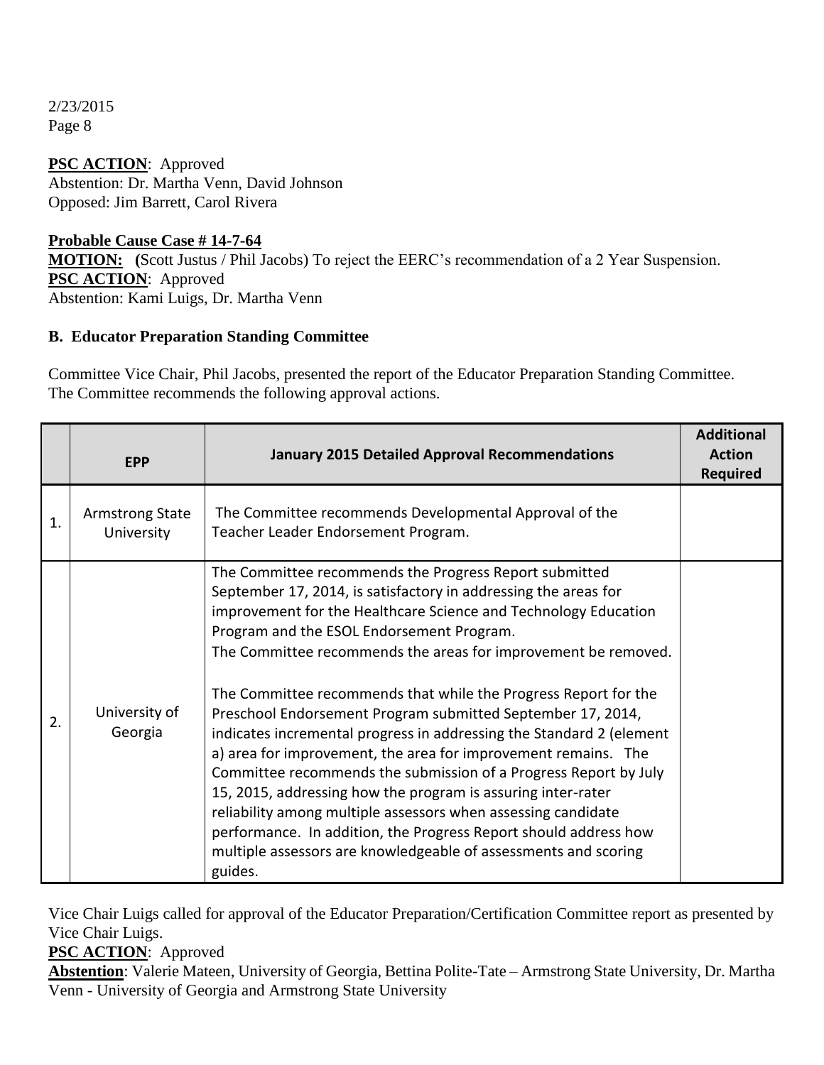**PSC ACTION**: Approved
Abstention: Dr. Martha Venn, David Johnson
Opposed: Jim Barrett, Carol Rivera

**Probable Cause Case # 14-7-64**
**MOTION:** (Scott Justus / Phil Jacobs) To reject the EERC's recommendation of a 2 Year Suspension.
**PSC ACTION**: Approved
Abstention: Kami Luigs, Dr. Martha Venn

### B. Educator Preparation Standing Committee

Committee Vice Chair, Phil Jacobs, presented the report of the Educator Preparation Standing Committee. The Committee recommends the following approval actions.

| | EPP | January 2015 Detailed Approval Recommendations | Additional Action Required |
|---|---|---|---|
| 1. | Armstrong State University | The Committee recommends Developmental Approval of the Teacher Leader Endorsement Program. | |
| 2. | University of Georgia | The Committee recommends the Progress Report submitted September 17, 2014, is satisfactory in addressing the areas for improvement for the Healthcare Science and Technology Education Program and the ESOL Endorsement Program.<br>The Committee recommends the areas for improvement be removed.<br><br>The Committee recommends that while the Progress Report for the Preschool Endorsement Program submitted September 17, 2014, indicates incremental progress in addressing the Standard 2 (element a) area for improvement, the area for improvement remains. The Committee recommends the submission of a Progress Report by July 15, 2015, addressing how the program is assuring inter-rater reliability among multiple assessors when assessing candidate performance. In addition, the Progress Report should address how multiple assessors are knowledgeable of assessments and scoring guides. | |

Vice Chair Luigs called for approval of the Educator Preparation/Certification Committee report as presented by Vice Chair Luigs.
**PSC ACTION**: Approved
**Abstention**: Valerie Mateen, University of Georgia, Bettina Polite-Tate – Armstrong State University, Dr. Martha Venn - University of Georgia and Armstrong State University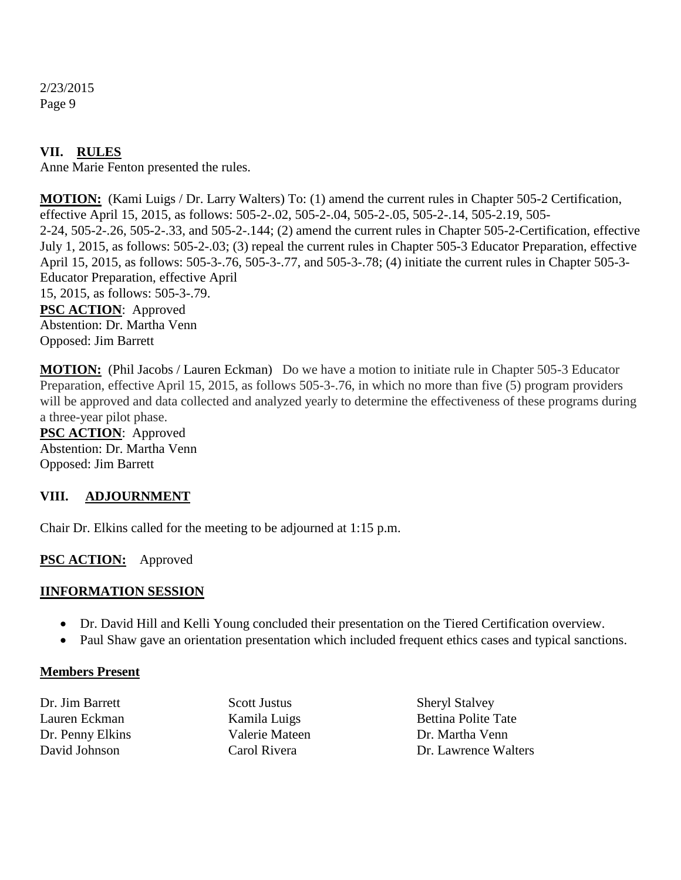## VII. RULES

Anne Marie Fenton presented the rules.

**MOTION:** (Kami Luigs / Dr. Larry Walters) To: (1) amend the current rules in Chapter 505-2 Certification, effective April 15, 2015, as follows: 505-2-.02, 505-2-.04, 505-2-.05, 505-2-.14, 505-2.19, 505-2-24, 505-2-.26, 505-2-.33, and 505-2-.144; (2) amend the current rules in Chapter 505-2-Certification, effective July 1, 2015, as follows: 505-2-.03; (3) repeal the current rules in Chapter 505-3 Educator Preparation, effective April 15, 2015, as follows: 505-3-.76, 505-3-.77, and 505-3-.78; (4) initiate the current rules in Chapter 505-3-Educator Preparation, effective April 15, 2015, as follows: 505-3-.79.

**PSC ACTION**: Approved
Abstention: Dr. Martha Venn
Opposed: Jim Barrett

**MOTION:** (Phil Jacobs / Lauren Eckman) Do we have a motion to initiate rule in Chapter 505-3 Educator Preparation, effective April 15, 2015, as follows 505-3-.76, in which no more than five (5) program providers will be approved and data collected and analyzed yearly to determine the effectiveness of these programs during a three-year pilot phase.

**PSC ACTION**: Approved
Abstention: Dr. Martha Venn
Opposed: Jim Barrett

## VIII. ADJOURNMENT

Chair Dr. Elkins called for the meeting to be adjourned at 1:15 p.m.

**PSC ACTION:** Approved

## IINFORMATION SESSION

- Dr. David Hill and Kelli Young concluded their presentation on the Tiered Certification overview.
- Paul Shaw gave an orientation presentation which included frequent ethics cases and typical sanctions.

**Members Present**

| | | |
|---|---|---|
| Dr. Jim Barrett | Scott Justus | Sheryl Stalvey |
| Lauren Eckman | Kamila Luigs | Bettina Polite Tate |
| Dr. Penny Elkins | Valerie Mateen | Dr. Martha Venn |
| David Johnson | Carol Rivera | Dr. Lawrence Walters |